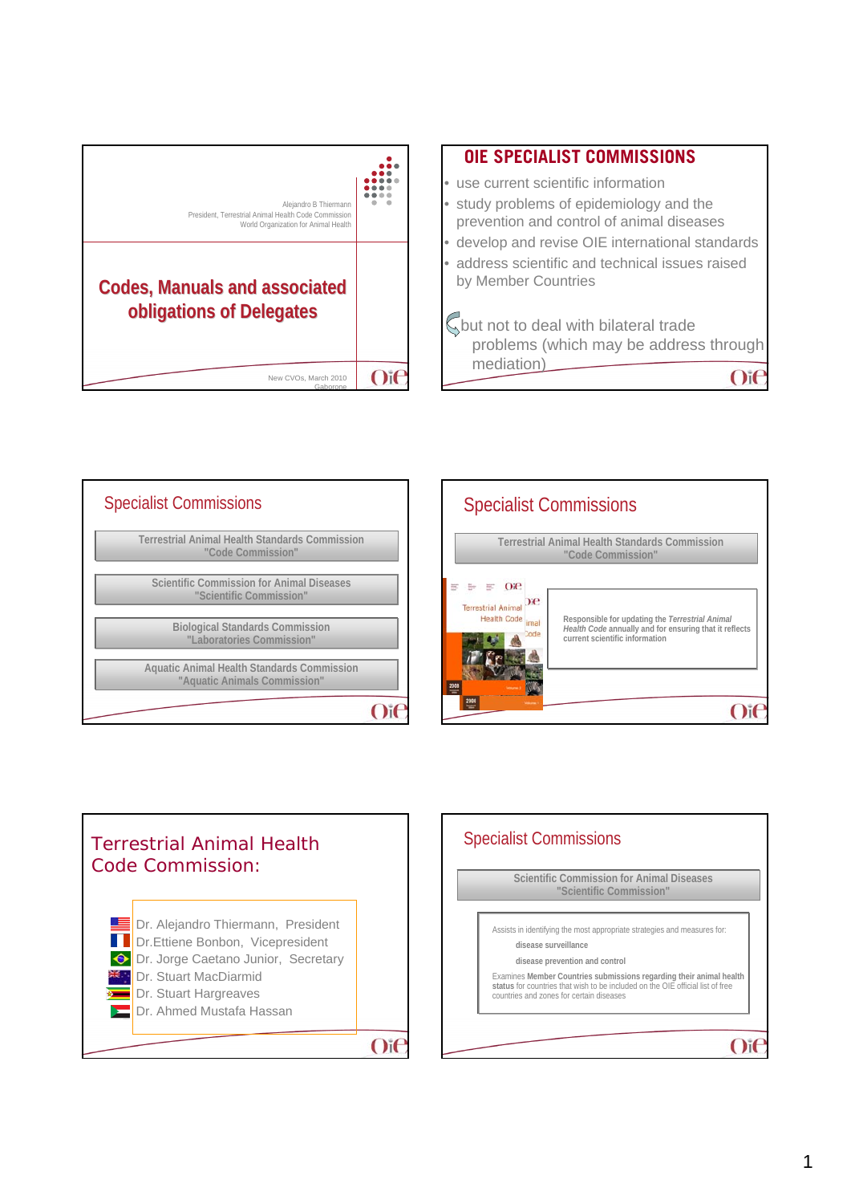Alejandro B Thiermann
President, Terrestrial Animal Health Code Commission
World Organization for Animal Health

# Codes, Manuals and associated obligations of Delegates

New CVOs, March 2010
Gaborone

---

## OIE SPECIALIST COMMISSIONS

- use current scientific information
- study problems of epidemiology and the prevention and control of animal diseases
- develop and revise OIE international standards
- address scientific and technical issues raised by Member Countries

but not to deal with bilateral trade problems (which may be address through mediation)

---

## Specialist Commissions

- Terrestrial Animal Health Standards Commission "Code Commission"
- Scientific Commission for Animal Diseases "Scientific Commission"
- Biological Standards Commission "Laboratories Commission"
- Aquatic Animal Health Standards Commission "Aquatic Animals Commission"

---

## Specialist Commissions

Terrestrial Animal Health Standards Commission "Code Commission"

Terrestrial Animal Health Code

Responsible for updating the *Terrestrial Animal Health Code* annually and for ensuring that it reflects current scientific information

---

## Terrestrial Animal Health Code Commission:

- Dr. Alejandro Thiermann, President
- Dr.Ettiene Bonbon, Vicepresident
- Dr. Jorge Caetano Junior, Secretary
- Dr. Stuart MacDiarmid
- Dr. Stuart Hargreaves
- Dr. Ahmed Mustafa Hassan

---

## Specialist Commissions

Scientific Commission for Animal Diseases "Scientific Commission"

Assists in identifying the most appropriate strategies and measures for:

- disease surveillance
- disease prevention and control

Examines **Member Countries submissions regarding their animal health status** for countries that wish to be included on the OIE official list of free countries and zones for certain diseases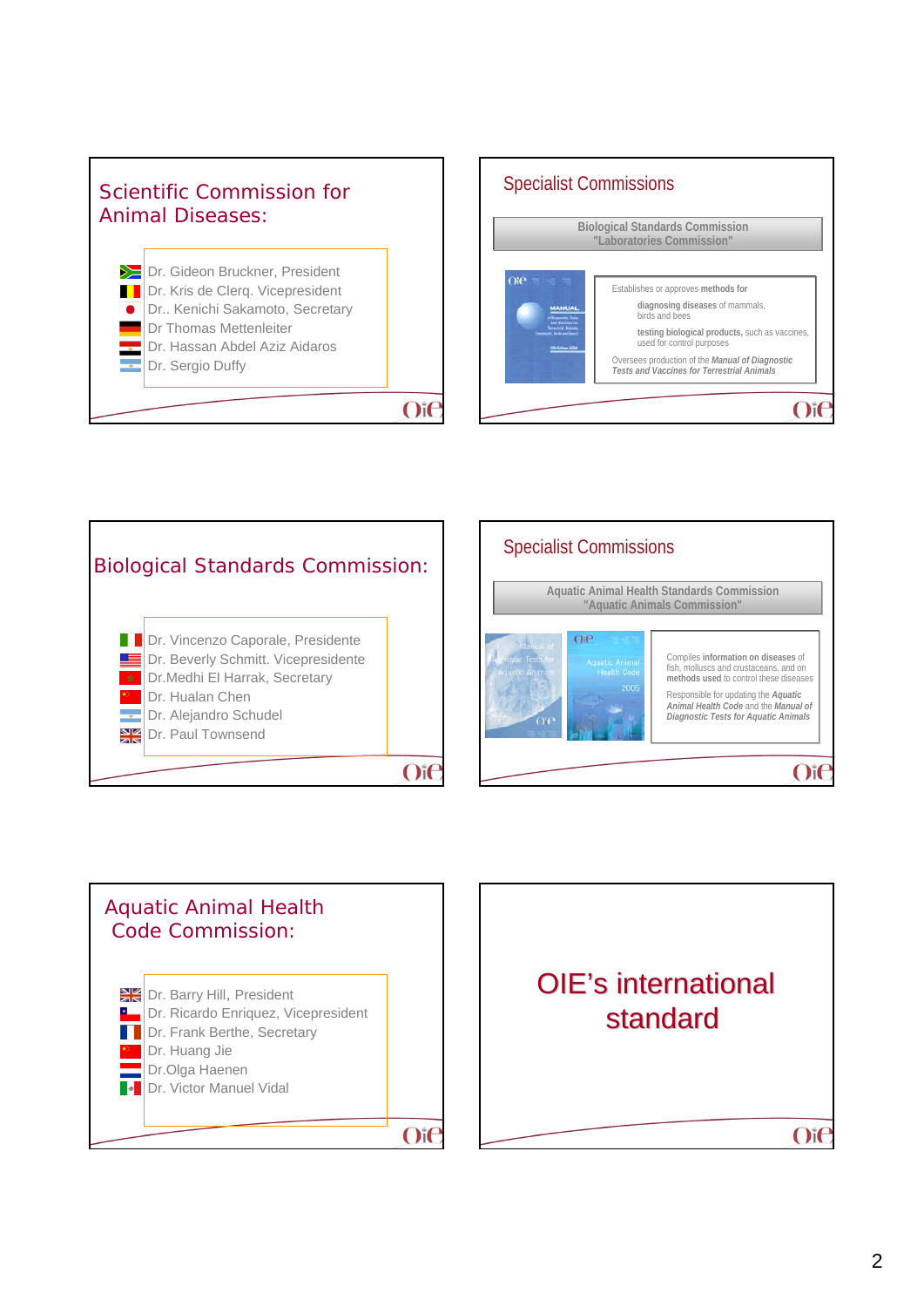## Scientific Commission for Animal Diseases:

- Dr. Gideon Bruckner, President
- Dr. Kris de Clerq. Vicepresident
- Dr.. Kenichi Sakamoto, Secretary
- Dr Thomas Mettenleiter
- Dr. Hassan Abdel Aziz Aidaros
- Dr. Sergio Duffy

## Specialist Commissions

**Biological Standards Commission "Laboratories Commission"**

Establishes or approves **methods for**

- **diagnosing diseases** of mammals, birds and bees
- **testing biological products,** such as vaccines, used for control purposes

Oversees production of the *Manual of Diagnostic Tests and Vaccines for Terrestrial Animals*

## Biological Standards Commission:

- Dr. Vincenzo Caporale, Presidente
- Dr. Beverly Schmitt. Vicepresidente
- Dr.Medhi El Harrak, Secretary
- Dr. Hualan Chen
- Dr. Alejandro Schudel
- Dr. Paul Townsend

## Specialist Commissions

**Aquatic Animal Health Standards Commission "Aquatic Animals Commission"**

Compiles **information on diseases** of fish, molluscs and crustaceans, and on **methods used** to control these diseases

Responsible for updating the *Aquatic Animal Health Code* and the *Manual of Diagnostic Tests for Aquatic Animals*

## Aquatic Animal Health Code Commission:

- Dr. Barry Hill, President
- Dr. Ricardo Enriquez, Vicepresident
- Dr. Frank Berthe, Secretary
- Dr. Huang Jie
- Dr.Olga Haenen
- Dr. Victor Manuel Vidal

## OIE's international standard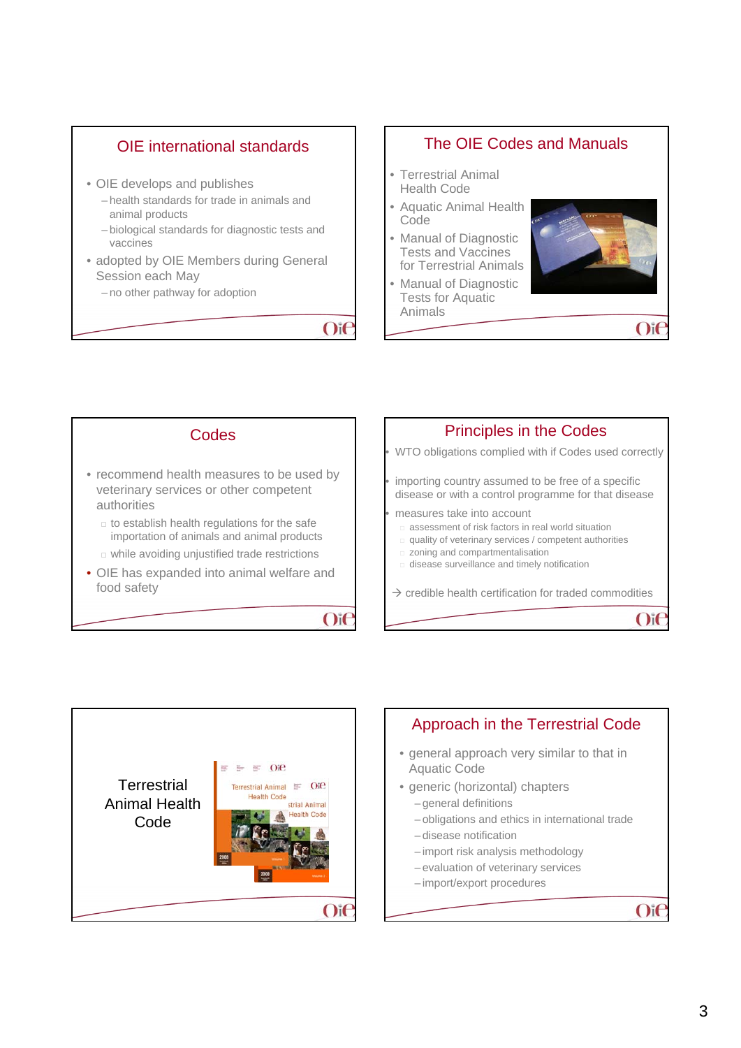## OIE international standards

- OIE develops and publishes
  - health standards for trade in animals and animal products
  - biological standards for diagnostic tests and vaccines
- adopted by OIE Members during General Session each May
  - no other pathway for adoption

## The OIE Codes and Manuals

- Terrestrial Animal Health Code
- Aquatic Animal Health Code
- Manual of Diagnostic Tests and Vaccines for Terrestrial Animals
- Manual of Diagnostic Tests for Aquatic Animals

## Codes

- recommend health measures to be used by veterinary services or other competent authorities
  - to establish health regulations for the safe importation of animals and animal products
  - while avoiding unjustified trade restrictions
- OIE has expanded into animal welfare and food safety

## Principles in the Codes

- WTO obligations complied with if Codes used correctly
- importing country assumed to be free of a specific disease or with a control programme for that disease
- measures take into account
  - assessment of risk factors in real world situation
  - quality of veterinary services / competent authorities
  - zoning and compartmentalisation
  - disease surveillance and timely notification

→ credible health certification for traded commodities

## Terrestrial Animal Health Code

## Approach in the Terrestrial Code

- general approach very similar to that in Aquatic Code
- generic (horizontal) chapters
  - general definitions
  - obligations and ethics in international trade
  - disease notification
  - import risk analysis methodology
  - evaluation of veterinary services
  - import/export procedures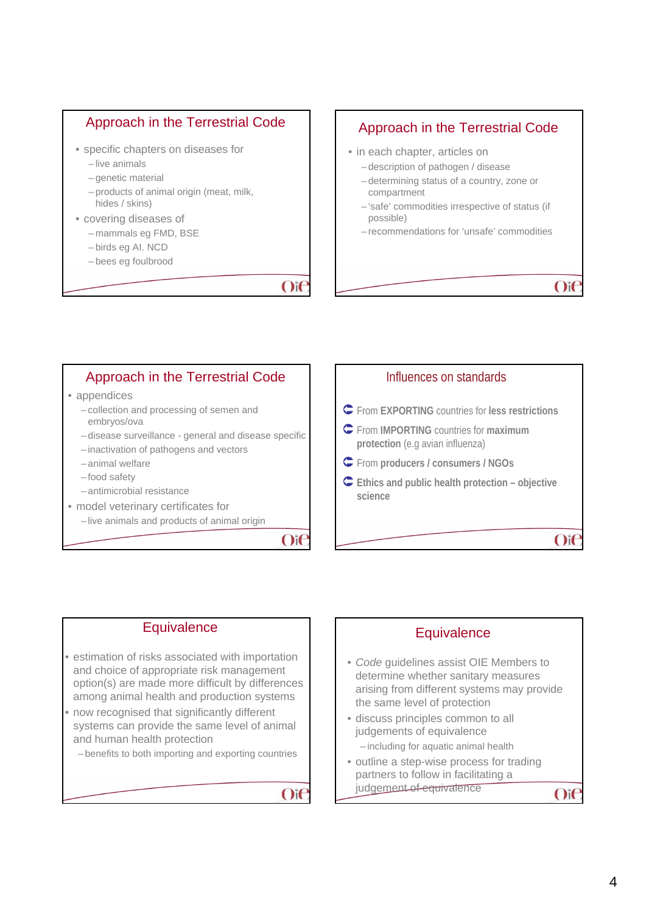## Approach in the Terrestrial Code

- specific chapters on diseases for
  - live animals
  - genetic material
  - products of animal origin (meat, milk, hides / skins)
- covering diseases of
  - mammals eg FMD, BSE
  - birds eg AI. NCD
  - bees eg foulbrood

## Approach in the Terrestrial Code

- in each chapter, articles on
  - description of pathogen / disease
  - determining status of a country, zone or compartment
  - 'safe' commodities irrespective of status (if possible)
  - recommendations for 'unsafe' commodities

## Approach in the Terrestrial Code

- appendices
  - collection and processing of semen and embryos/ova
  - disease surveillance - general and disease specific
  - inactivation of pathogens and vectors
  - animal welfare
  - food safety
  - antimicrobial resistance
- model veterinary certificates for
  - live animals and products of animal origin

## Influences on standards

- From **EXPORTING** countries for **less restrictions**
- From **IMPORTING** countries for **maximum protection** (e.g avian influenza)
- From **producers / consumers / NGOs**
- **Ethics and public health protection – objective science**

## Equivalence

- estimation of risks associated with importation and choice of appropriate risk management option(s) are made more difficult by differences among animal health and production systems
- now recognised that significantly different systems can provide the same level of animal and human health protection
  - benefits to both importing and exporting countries

## Equivalence

- *Code* guidelines assist OIE Members to determine whether sanitary measures arising from different systems may provide the same level of protection
- discuss principles common to all judgements of equivalence
  - including for aquatic animal health
- outline a step-wise process for trading partners to follow in facilitating a judgement of equivalence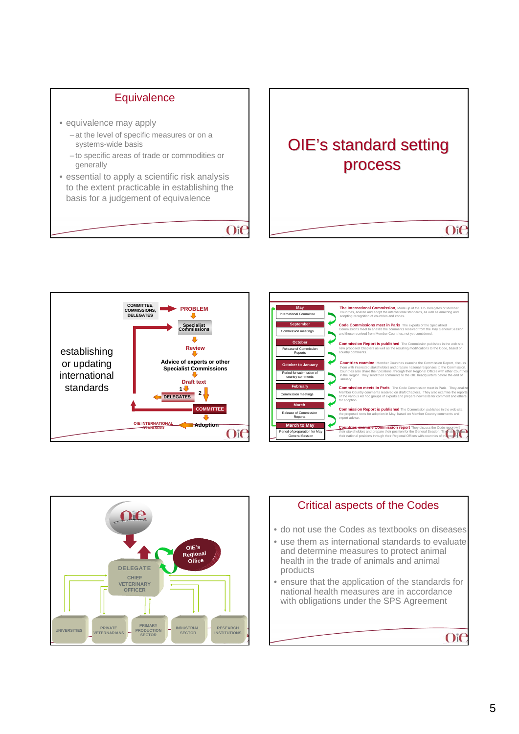## Equivalence

- equivalence may apply
  - at the level of specific measures or on a systems-wide basis
  - to specific areas of trade or commodities or generally
- essential to apply a scientific risk analysis to the extent practicable in establishing the basis for a judgement of equivalence

## OIE's standard setting process

establishing or updating international standards

COMMITTEE, COMMISSIONS, DELEGATES → PROBLEM → Specialist Commissions → Review → Advice of experts or other Specialist Commissions → Draft text → 1 DELEGATES / 2 COMMITTEE → Adoption → OIE INTERNATIONAL STANDARD

| Period | Activity | Description |
|---|---|---|
| May | International Committee | **The International Commission**, Made up of the 175 Delegates of Member Countries, analize and adopt the international standards, as well as analizing and adopting recognition of countries and zones. |
| September | Commission meetings | **Code Commissions meet in Paris** The experts of the Specialized Commissions meet to analize the comments received from the May General Session and those received from Member Countries, not yet considered. |
| October | Release of Commission Reports | **Commission Report is published** The Commission publishes in the web site, new proposed Chapters as well as the resulting modifications to the Code, based on country comments. |
| October to January | Period for submission of country comments | **Countries examine:** Member Countries examine the Commission Report, discuss them with interested stakeholders and prepare national responses to the Commission. Countries also share their positions, through their Regional Offices with other Countries in the Region. They send their comments to the OIE headquarters before the end of January. |
| February | Commission meetings | **Commission meets in Paris** The Code Commission meet in Paris. They analize Member Country comments received on draft Chapters. They also examine the reports of the various Ad hoc groups of experts and prepare new texts for comment and others for adoption. |
| March | Release of Commission Reports | **Commission Report is published** The Commission publishes in the web site, the proposed texts for adoption in May, based on Member Country comments and expert advise. |
| March to May | Period of preparation for May General Session | **Countries examine Commission report** They discuss the Code report with their stakeholders and prepare their position for the General Session. They also share their national positions through their Regional Offices with countries of the region. |

OIE → DELEGATE / CHIEF VETERINARY OFFICER ↔ OIE's Regional Office

UNIVERSITIES | PRIVATE VETERINARIANS | PRIMARY PRODUCTION SECTOR | INDUSTRIAL SECTOR | RESEARCH INSTITUTIONS

## Critical aspects of the Codes

- do not use the Codes as textbooks on diseases
- use them as international standards to evaluate and determine measures to protect animal health in the trade of animals and animal products
- ensure that the application of the standards for national health measures are in accordance with obligations under the SPS Agreement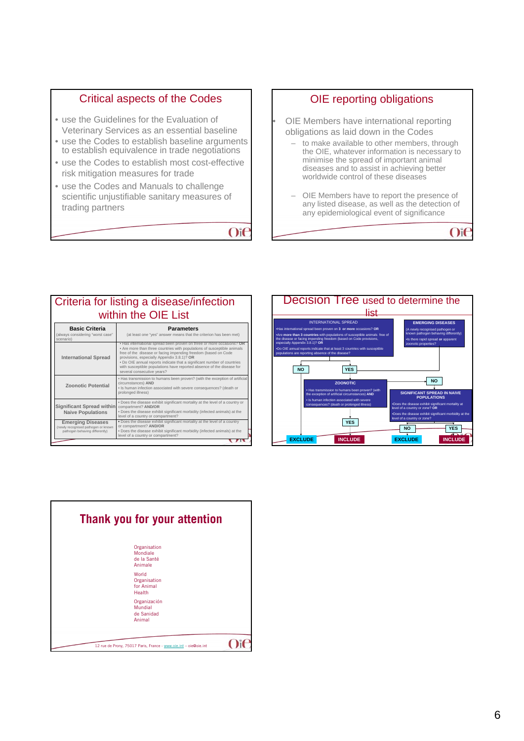## Critical aspects of the Codes

- use the Guidelines for the Evaluation of Veterinary Services as an essential baseline
- use the Codes to establish baseline arguments to establish equivalence in trade negotiations
- use the Codes to establish most cost-effective risk mitigation measures for trade
- use the Codes and Manuals to challenge scientific unjustifiable sanitary measures of trading partners

## OIE reporting obligations

- OIE Members have international reporting obligations as laid down in the Codes
  - to make available to other members, through the OIE, whatever information is necessary to minimise the spread of important animal diseases and to assist in achieving better worldwide control of these diseases
  - OIE Members have to report the presence of any listed disease, as well as the detection of any epidemiological event of significance

## Criteria for listing a disease/infection within the OIE List

| Basic Criteria (always considering "worst case" scenario) | Parameters (at least one "yes" answer means that the criterion has been met) |
|---|---|
| International Spread | • Has international spread been proven on three or more occasions? **OR** • Are more than three countries with populations of susceptible animals free of the disease or facing impending freedom (based on Code provisions, especially Appendix 3.8.1)? **OR** • Do OIE annual reports indicate that a significant number of countries with susceptible populations have reported absence of the disease for several consecutive years? |
| Zoonotic Potential | • Has transmission to humans been proven? (with the exception of artificial circumstances) **AND** • Is human infection associated with severe consequences? (death or prolonged illness) |
| Significant Spread within Naive Populations | • Does the disease exhibit significant mortality at the level of a country or compartment? **AND/OR** • Does the disease exhibit significant morbidity (infected animals) at the level of a country or compartment? |
| Emerging Diseases (newly recognised pathogen or known pathogen behaving differently) | • Does the disease exhibit significant mortality at the level of a country or compartment? **AND/OR** • Does the disease exhibit significant morbidity (infected animals) at the level of a country or compartment? |

## Decision Tree used to determine the list

INTERNATIONAL SPREAD
- Has international spread been proven on 3 or more occasions? OR
- Are more than 3 countries with populations of susceptible animals free of the disease or facing impending freedom (based on Code provisions, especially Appendix 3.8.1)? OR
- Do OIE annual reports indicate that at least 3 countries with susceptible populations are reporting absence of the disease?

EMERGING DISEASES
(A newly recognised pathogen or known pathogen behaving differently)
- Is there rapid spread or apparent zoonotic properties?

NO

YES

ZOONOTIC
- Has transmission to humans been proven? (with the exception of artificial circumstances) AND
- Is human infection associated with severe consequences? (death or prolonged illness)

NO

SIGNIFICANT SPREAD IN NAIVE POPULATIONS
- Does the disease exhibit significant mortality at level of a country or zone? OR
- Does the disease exhibit significant morbidity at the level of a country or zone?

YES

NO

YES

EXCLUDE

INCLUDE

EXCLUDE

INCLUDE

## Thank you for your attention

Organisation Mondiale de la Santé Animale

World Organisation for Animal Health

Organización Mundial de Sanidad Animal

12 rue de Prony, 75017 Paris, France - www.oie.int - oie@oie.int